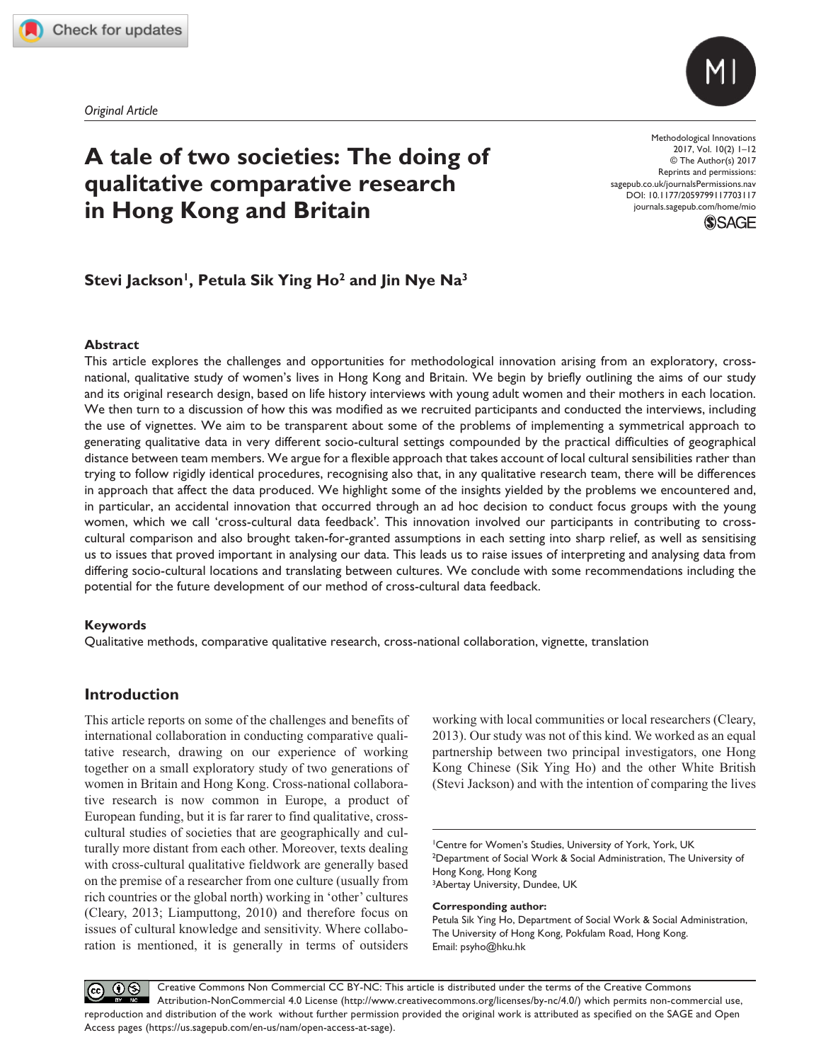*Original Article*

# A tale of two societies: The doing of qualitative comparative research in Hong Kong and Britain

Methodological Innovations
2017, Vol. 10(2) 1–12
© The Author(s) 2017
Reprints and permissions:
sagepub.co.uk/journalsPermissions.nav
DOI: 10.1177/2059799117703117
journals.sagepub.com/home/mio

**Stevi Jackson[1], Petula Sik Ying Ho[2] and Jin Nye Na[3]**

## Abstract

This article explores the challenges and opportunities for methodological innovation arising from an exploratory, cross-national, qualitative study of women's lives in Hong Kong and Britain. We begin by briefly outlining the aims of our study and its original research design, based on life history interviews with young adult women and their mothers in each location. We then turn to a discussion of how this was modified as we recruited participants and conducted the interviews, including the use of vignettes. We aim to be transparent about some of the problems of implementing a symmetrical approach to generating qualitative data in very different socio-cultural settings compounded by the practical difficulties of geographical distance between team members. We argue for a flexible approach that takes account of local cultural sensibilities rather than trying to follow rigidly identical procedures, recognising also that, in any qualitative research team, there will be differences in approach that affect the data produced. We highlight some of the insights yielded by the problems we encountered and, in particular, an accidental innovation that occurred through an ad hoc decision to conduct focus groups with the young women, which we call 'cross-cultural data feedback'. This innovation involved our participants in contributing to cross-cultural comparison and also brought taken-for-granted assumptions in each setting into sharp relief, as well as sensitising us to issues that proved important in analysing our data. This leads us to raise issues of interpreting and analysing data from differing socio-cultural locations and translating between cultures. We conclude with some recommendations including the potential for the future development of our method of cross-cultural data feedback.

### Keywords

Qualitative methods, comparative qualitative research, cross-national collaboration, vignette, translation

## Introduction

This article reports on some of the challenges and benefits of international collaboration in conducting comparative qualitative research, drawing on our experience of working together on a small exploratory study of two generations of women in Britain and Hong Kong. Cross-national collaborative research is now common in Europe, a product of European funding, but it is far rarer to find qualitative, cross-cultural studies of societies that are geographically and culturally more distant from each other. Moreover, texts dealing with cross-cultural qualitative fieldwork are generally based on the premise of a researcher from one culture (usually from rich countries or the global north) working in 'other' cultures (Cleary, 2013; Liamputtong, 2010) and therefore focus on issues of cultural knowledge and sensitivity. Where collaboration is mentioned, it is generally in terms of outsiders working with local communities or local researchers (Cleary, 2013). Our study was not of this kind. We worked as an equal partnership between two principal investigators, one Hong Kong Chinese (Sik Ying Ho) and the other White British (Stevi Jackson) and with the intention of comparing the lives

[1]Centre for Women's Studies, University of York, York, UK
[2]Department of Social Work & Social Administration, The University of Hong Kong, Hong Kong
[3]Abertay University, Dundee, UK

**Corresponding author:**
Petula Sik Ying Ho, Department of Social Work & Social Administration, The University of Hong Kong, Pokfulam Road, Hong Kong.
Email: psyho@hku.hk

Creative Commons Non Commercial CC BY-NC: This article is distributed under the terms of the Creative Commons Attribution-NonCommercial 4.0 License (http://www.creativecommons.org/licenses/by-nc/4.0/) which permits non-commercial use, reproduction and distribution of the work without further permission provided the original work is attributed as specified on the SAGE and Open Access pages (https://us.sagepub.com/en-us/nam/open-access-at-sage).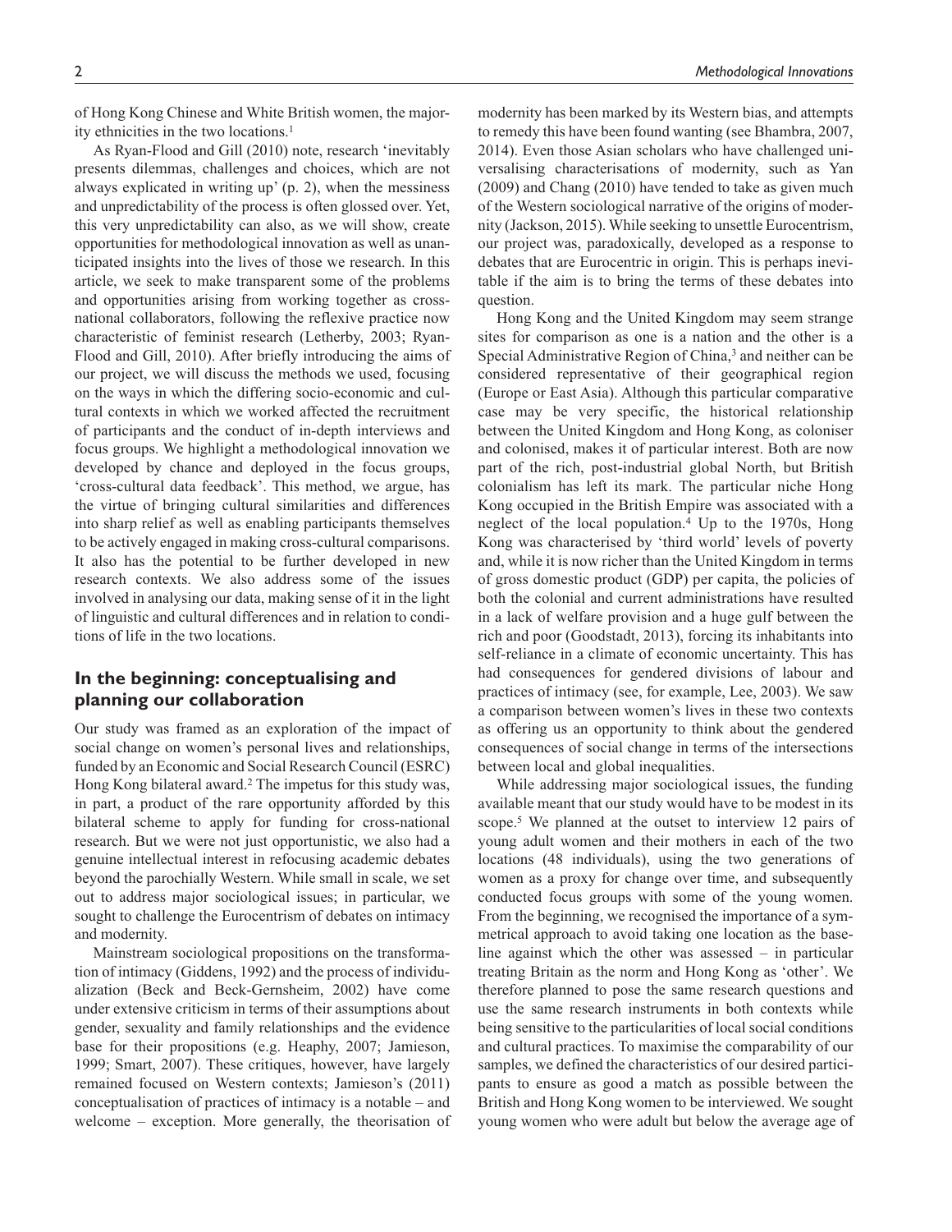of Hong Kong Chinese and White British women, the majority ethnicities in the two locations.[1]

As Ryan-Flood and Gill (2010) note, research 'inevitably presents dilemmas, challenges and choices, which are not always explicated in writing up' (p. 2), when the messiness and unpredictability of the process is often glossed over. Yet, this very unpredictability can also, as we will show, create opportunities for methodological innovation as well as unanticipated insights into the lives of those we research. In this article, we seek to make transparent some of the problems and opportunities arising from working together as cross-national collaborators, following the reflexive practice now characteristic of feminist research (Letherby, 2003; Ryan-Flood and Gill, 2010). After briefly introducing the aims of our project, we will discuss the methods we used, focusing on the ways in which the differing socio-economic and cultural contexts in which we worked affected the recruitment of participants and the conduct of in-depth interviews and focus groups. We highlight a methodological innovation we developed by chance and deployed in the focus groups, 'cross-cultural data feedback'. This method, we argue, has the virtue of bringing cultural similarities and differences into sharp relief as well as enabling participants themselves to be actively engaged in making cross-cultural comparisons. It also has the potential to be further developed in new research contexts. We also address some of the issues involved in analysing our data, making sense of it in the light of linguistic and cultural differences and in relation to conditions of life in the two locations.

## In the beginning: conceptualising and planning our collaboration

Our study was framed as an exploration of the impact of social change on women's personal lives and relationships, funded by an Economic and Social Research Council (ESRC) Hong Kong bilateral award.[2] The impetus for this study was, in part, a product of the rare opportunity afforded by this bilateral scheme to apply for funding for cross-national research. But we were not just opportunistic, we also had a genuine intellectual interest in refocusing academic debates beyond the parochially Western. While small in scale, we set out to address major sociological issues; in particular, we sought to challenge the Eurocentrism of debates on intimacy and modernity.

Mainstream sociological propositions on the transformation of intimacy (Giddens, 1992) and the process of individualization (Beck and Beck-Gernsheim, 2002) have come under extensive criticism in terms of their assumptions about gender, sexuality and family relationships and the evidence base for their propositions (e.g. Heaphy, 2007; Jamieson, 1999; Smart, 2007). These critiques, however, have largely remained focused on Western contexts; Jamieson's (2011) conceptualisation of practices of intimacy is a notable – and welcome – exception. More generally, the theorisation of modernity has been marked by its Western bias, and attempts to remedy this have been found wanting (see Bhambra, 2007, 2014). Even those Asian scholars who have challenged universalising characterisations of modernity, such as Yan (2009) and Chang (2010) have tended to take as given much of the Western sociological narrative of the origins of modernity (Jackson, 2015). While seeking to unsettle Eurocentrism, our project was, paradoxically, developed as a response to debates that are Eurocentric in origin. This is perhaps inevitable if the aim is to bring the terms of these debates into question.

Hong Kong and the United Kingdom may seem strange sites for comparison as one is a nation and the other is a Special Administrative Region of China,[3] and neither can be considered representative of their geographical region (Europe or East Asia). Although this particular comparative case may be very specific, the historical relationship between the United Kingdom and Hong Kong, as coloniser and colonised, makes it of particular interest. Both are now part of the rich, post-industrial global North, but British colonialism has left its mark. The particular niche Hong Kong occupied in the British Empire was associated with a neglect of the local population.[4] Up to the 1970s, Hong Kong was characterised by 'third world' levels of poverty and, while it is now richer than the United Kingdom in terms of gross domestic product (GDP) per capita, the policies of both the colonial and current administrations have resulted in a lack of welfare provision and a huge gulf between the rich and poor (Goodstadt, 2013), forcing its inhabitants into self-reliance in a climate of economic uncertainty. This has had consequences for gendered divisions of labour and practices of intimacy (see, for example, Lee, 2003). We saw a comparison between women's lives in these two contexts as offering us an opportunity to think about the gendered consequences of social change in terms of the intersections between local and global inequalities.

While addressing major sociological issues, the funding available meant that our study would have to be modest in its scope.[5] We planned at the outset to interview 12 pairs of young adult women and their mothers in each of the two locations (48 individuals), using the two generations of women as a proxy for change over time, and subsequently conducted focus groups with some of the young women. From the beginning, we recognised the importance of a symmetrical approach to avoid taking one location as the baseline against which the other was assessed – in particular treating Britain as the norm and Hong Kong as 'other'. We therefore planned to pose the same research questions and use the same research instruments in both contexts while being sensitive to the particularities of local social conditions and cultural practices. To maximise the comparability of our samples, we defined the characteristics of our desired participants to ensure as good a match as possible between the British and Hong Kong women to be interviewed. We sought young women who were adult but below the average age of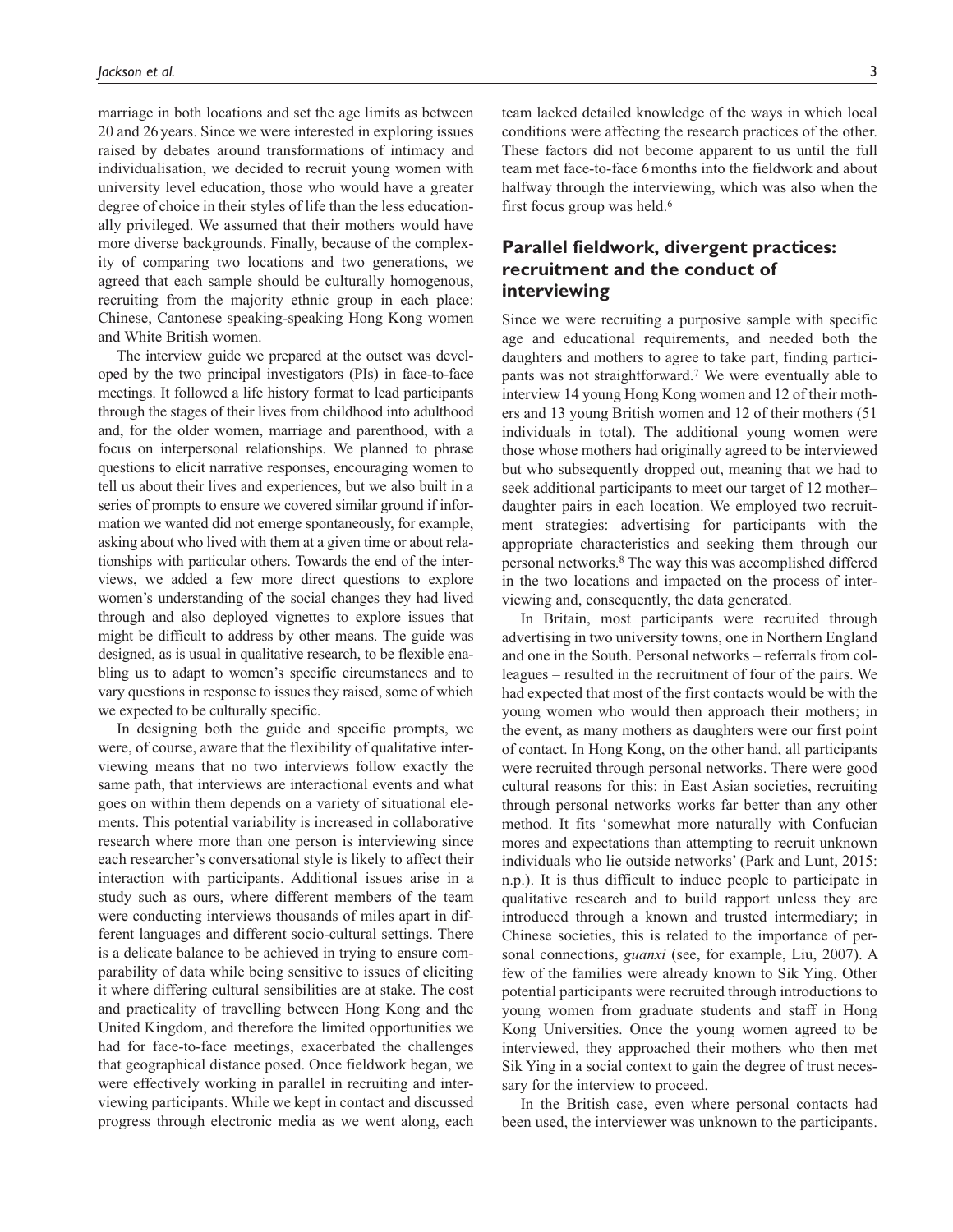marriage in both locations and set the age limits as between 20 and 26 years. Since we were interested in exploring issues raised by debates around transformations of intimacy and individualisation, we decided to recruit young women with university level education, those who would have a greater degree of choice in their styles of life than the less educationally privileged. We assumed that their mothers would have more diverse backgrounds. Finally, because of the complexity of comparing two locations and two generations, we agreed that each sample should be culturally homogenous, recruiting from the majority ethnic group in each place: Chinese, Cantonese speaking-speaking Hong Kong women and White British women.

The interview guide we prepared at the outset was developed by the two principal investigators (PIs) in face-to-face meetings. It followed a life history format to lead participants through the stages of their lives from childhood into adulthood and, for the older women, marriage and parenthood, with a focus on interpersonal relationships. We planned to phrase questions to elicit narrative responses, encouraging women to tell us about their lives and experiences, but we also built in a series of prompts to ensure we covered similar ground if information we wanted did not emerge spontaneously, for example, asking about who lived with them at a given time or about relationships with particular others. Towards the end of the interviews, we added a few more direct questions to explore women's understanding of the social changes they had lived through and also deployed vignettes to explore issues that might be difficult to address by other means. The guide was designed, as is usual in qualitative research, to be flexible enabling us to adapt to women's specific circumstances and to vary questions in response to issues they raised, some of which we expected to be culturally specific.

In designing both the guide and specific prompts, we were, of course, aware that the flexibility of qualitative interviewing means that no two interviews follow exactly the same path, that interviews are interactional events and what goes on within them depends on a variety of situational elements. This potential variability is increased in collaborative research where more than one person is interviewing since each researcher's conversational style is likely to affect their interaction with participants. Additional issues arise in a study such as ours, where different members of the team were conducting interviews thousands of miles apart in different languages and different socio-cultural settings. There is a delicate balance to be achieved in trying to ensure comparability of data while being sensitive to issues of eliciting it where differing cultural sensibilities are at stake. The cost and practicality of travelling between Hong Kong and the United Kingdom, and therefore the limited opportunities we had for face-to-face meetings, exacerbated the challenges that geographical distance posed. Once fieldwork began, we were effectively working in parallel in recruiting and interviewing participants. While we kept in contact and discussed progress through electronic media as we went along, each team lacked detailed knowledge of the ways in which local conditions were affecting the research practices of the other. These factors did not become apparent to us until the full team met face-to-face 6 months into the fieldwork and about halfway through the interviewing, which was also when the first focus group was held.[6]

## Parallel fieldwork, divergent practices: recruitment and the conduct of interviewing

Since we were recruiting a purposive sample with specific age and educational requirements, and needed both the daughters and mothers to agree to take part, finding participants was not straightforward.[7] We were eventually able to interview 14 young Hong Kong women and 12 of their mothers and 13 young British women and 12 of their mothers (51 individuals in total). The additional young women were those whose mothers had originally agreed to be interviewed but who subsequently dropped out, meaning that we had to seek additional participants to meet our target of 12 mother–daughter pairs in each location. We employed two recruitment strategies: advertising for participants with the appropriate characteristics and seeking them through our personal networks.[8] The way this was accomplished differed in the two locations and impacted on the process of interviewing and, consequently, the data generated.

In Britain, most participants were recruited through advertising in two university towns, one in Northern England and one in the South. Personal networks – referrals from colleagues – resulted in the recruitment of four of the pairs. We had expected that most of the first contacts would be with the young women who would then approach their mothers; in the event, as many mothers as daughters were our first point of contact. In Hong Kong, on the other hand, all participants were recruited through personal networks. There were good cultural reasons for this: in East Asian societies, recruiting through personal networks works far better than any other method. It fits 'somewhat more naturally with Confucian mores and expectations than attempting to recruit unknown individuals who lie outside networks' (Park and Lunt, 2015: n.p.). It is thus difficult to induce people to participate in qualitative research and to build rapport unless they are introduced through a known and trusted intermediary; in Chinese societies, this is related to the importance of personal connections, *guanxi* (see, for example, Liu, 2007). A few of the families were already known to Sik Ying. Other potential participants were recruited through introductions to young women from graduate students and staff in Hong Kong Universities. Once the young women agreed to be interviewed, they approached their mothers who then met Sik Ying in a social context to gain the degree of trust necessary for the interview to proceed.

In the British case, even where personal contacts had been used, the interviewer was unknown to the participants.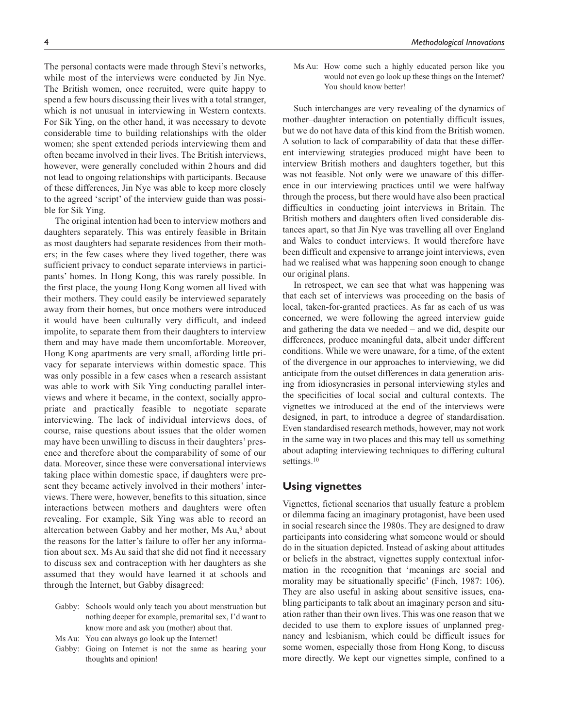The personal contacts were made through Stevi's networks, while most of the interviews were conducted by Jin Nye. The British women, once recruited, were quite happy to spend a few hours discussing their lives with a total stranger, which is not unusual in interviewing in Western contexts. For Sik Ying, on the other hand, it was necessary to devote considerable time to building relationships with the older women; she spent extended periods interviewing them and often became involved in their lives. The British interviews, however, were generally concluded within 2 hours and did not lead to ongoing relationships with participants. Because of these differences, Jin Nye was able to keep more closely to the agreed 'script' of the interview guide than was possible for Sik Ying.

The original intention had been to interview mothers and daughters separately. This was entirely feasible in Britain as most daughters had separate residences from their mothers; in the few cases where they lived together, there was sufficient privacy to conduct separate interviews in participants' homes. In Hong Kong, this was rarely possible. In the first place, the young Hong Kong women all lived with their mothers. They could easily be interviewed separately away from their homes, but once mothers were introduced it would have been culturally very difficult, and indeed impolite, to separate them from their daughters to interview them and may have made them uncomfortable. Moreover, Hong Kong apartments are very small, affording little privacy for separate interviews within domestic space. This was only possible in a few cases when a research assistant was able to work with Sik Ying conducting parallel interviews and where it became, in the context, socially appropriate and practically feasible to negotiate separate interviewing. The lack of individual interviews does, of course, raise questions about issues that the older women may have been unwilling to discuss in their daughters' presence and therefore about the comparability of some of our data. Moreover, since these were conversational interviews taking place within domestic space, if daughters were present they became actively involved in their mothers' interviews. There were, however, benefits to this situation, since interactions between mothers and daughters were often revealing. For example, Sik Ying was able to record an altercation between Gabby and her mother, Ms Au,[9] about the reasons for the latter's failure to offer her any information about sex. Ms Au said that she did not find it necessary to discuss sex and contraception with her daughters as she assumed that they would have learned it at schools and through the Internet, but Gabby disagreed:

> Gabby: Schools would only teach you about menstruation but nothing deeper for example, premarital sex, I'd want to know more and ask you (mother) about that.
>
> Ms Au: You can always go look up the Internet!
>
> Gabby: Going on Internet is not the same as hearing your thoughts and opinion!
>
> Ms Au: How come such a highly educated person like you would not even go look up these things on the Internet? You should know better!

Such interchanges are very revealing of the dynamics of mother–daughter interaction on potentially difficult issues, but we do not have data of this kind from the British women. A solution to lack of comparability of data that these different interviewing strategies produced might have been to interview British mothers and daughters together, but this was not feasible. Not only were we unaware of this difference in our interviewing practices until we were halfway through the process, but there would have also been practical difficulties in conducting joint interviews in Britain. The British mothers and daughters often lived considerable distances apart, so that Jin Nye was travelling all over England and Wales to conduct interviews. It would therefore have been difficult and expensive to arrange joint interviews, even had we realised what was happening soon enough to change our original plans.

In retrospect, we can see that what was happening was that each set of interviews was proceeding on the basis of local, taken-for-granted practices. As far as each of us was concerned, we were following the agreed interview guide and gathering the data we needed – and we did, despite our differences, produce meaningful data, albeit under different conditions. While we were unaware, for a time, of the extent of the divergence in our approaches to interviewing, we did anticipate from the outset differences in data generation arising from idiosyncrasies in personal interviewing styles and the specificities of local social and cultural contexts. The vignettes we introduced at the end of the interviews were designed, in part, to introduce a degree of standardisation. Even standardised research methods, however, may not work in the same way in two places and this may tell us something about adapting interviewing techniques to differing cultural settings.[10]

## Using vignettes

Vignettes, fictional scenarios that usually feature a problem or dilemma facing an imaginary protagonist, have been used in social research since the 1980s. They are designed to draw participants into considering what someone would or should do in the situation depicted. Instead of asking about attitudes or beliefs in the abstract, vignettes supply contextual information in the recognition that 'meanings are social and morality may be situationally specific' (Finch, 1987: 106). They are also useful in asking about sensitive issues, enabling participants to talk about an imaginary person and situation rather than their own lives. This was one reason that we decided to use them to explore issues of unplanned pregnancy and lesbianism, which could be difficult issues for some women, especially those from Hong Kong, to discuss more directly. We kept our vignettes simple, confined to a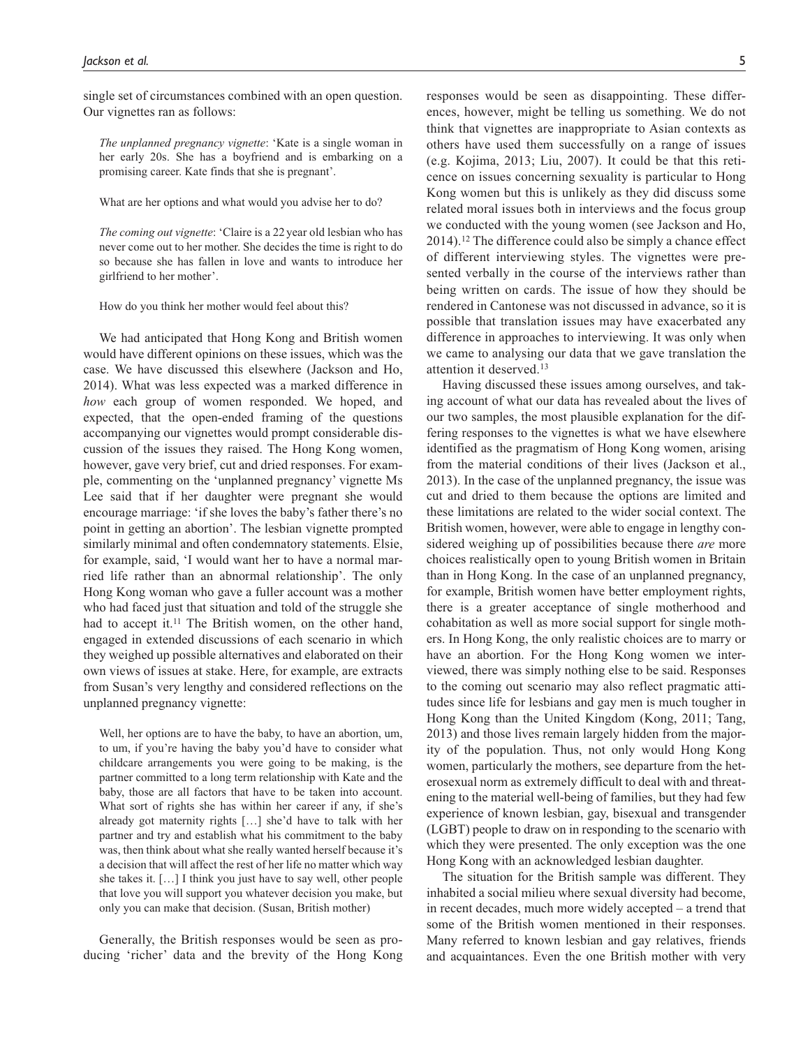single set of circumstances combined with an open question. Our vignettes ran as follows:

> *The unplanned pregnancy vignette*: 'Kate is a single woman in her early 20s. She has a boyfriend and is embarking on a promising career. Kate finds that she is pregnant'.
>
> What are her options and what would you advise her to do?
>
> *The coming out vignette*: 'Claire is a 22 year old lesbian who has never come out to her mother. She decides the time is right to do so because she has fallen in love and wants to introduce her girlfriend to her mother'.
>
> How do you think her mother would feel about this?

We had anticipated that Hong Kong and British women would have different opinions on these issues, which was the case. We have discussed this elsewhere (Jackson and Ho, 2014). What was less expected was a marked difference in *how* each group of women responded. We hoped, and expected, that the open-ended framing of the questions accompanying our vignettes would prompt considerable discussion of the issues they raised. The Hong Kong women, however, gave very brief, cut and dried responses. For example, commenting on the 'unplanned pregnancy' vignette Ms Lee said that if her daughter were pregnant she would encourage marriage: 'if she loves the baby's father there's no point in getting an abortion'. The lesbian vignette prompted similarly minimal and often condemnatory statements. Elsie, for example, said, 'I would want her to have a normal married life rather than an abnormal relationship'. The only Hong Kong woman who gave a fuller account was a mother who had faced just that situation and told of the struggle she had to accept it.[11] The British women, on the other hand, engaged in extended discussions of each scenario in which they weighed up possible alternatives and elaborated on their own views of issues at stake. Here, for example, are extracts from Susan's very lengthy and considered reflections on the unplanned pregnancy vignette:

> Well, her options are to have the baby, to have an abortion, um, to um, if you're having the baby you'd have to consider what childcare arrangements you were going to be making, is the partner committed to a long term relationship with Kate and the baby, those are all factors that have to be taken into account. What sort of rights she has within her career if any, if she's already got maternity rights […] she'd have to talk with her partner and try and establish what his commitment to the baby was, then think about what she really wanted herself because it's a decision that will affect the rest of her life no matter which way she takes it. […] I think you just have to say well, other people that love you will support you whatever decision you make, but only you can make that decision. (Susan, British mother)

Generally, the British responses would be seen as producing 'richer' data and the brevity of the Hong Kong responses would be seen as disappointing. These differences, however, might be telling us something. We do not think that vignettes are inappropriate to Asian contexts as others have used them successfully on a range of issues (e.g. Kojima, 2013; Liu, 2007). It could be that this reticence on issues concerning sexuality is particular to Hong Kong women but this is unlikely as they did discuss some related moral issues both in interviews and the focus group we conducted with the young women (see Jackson and Ho, 2014).[12] The difference could also be simply a chance effect of different interviewing styles. The vignettes were presented verbally in the course of the interviews rather than being written on cards. The issue of how they should be rendered in Cantonese was not discussed in advance, so it is possible that translation issues may have exacerbated any difference in approaches to interviewing. It was only when we came to analysing our data that we gave translation the attention it deserved.[13]

Having discussed these issues among ourselves, and taking account of what our data has revealed about the lives of our two samples, the most plausible explanation for the differing responses to the vignettes is what we have elsewhere identified as the pragmatism of Hong Kong women, arising from the material conditions of their lives (Jackson et al., 2013). In the case of the unplanned pregnancy, the issue was cut and dried to them because the options are limited and these limitations are related to the wider social context. The British women, however, were able to engage in lengthy considered weighing up of possibilities because there *are* more choices realistically open to young British women in Britain than in Hong Kong. In the case of an unplanned pregnancy, for example, British women have better employment rights, there is a greater acceptance of single motherhood and cohabitation as well as more social support for single mothers. In Hong Kong, the only realistic choices are to marry or have an abortion. For the Hong Kong women we interviewed, there was simply nothing else to be said. Responses to the coming out scenario may also reflect pragmatic attitudes since life for lesbians and gay men is much tougher in Hong Kong than the United Kingdom (Kong, 2011; Tang, 2013) and those lives remain largely hidden from the majority of the population. Thus, not only would Hong Kong women, particularly the mothers, see departure from the heterosexual norm as extremely difficult to deal with and threatening to the material well-being of families, but they had few experience of known lesbian, gay, bisexual and transgender (LGBT) people to draw on in responding to the scenario with which they were presented. The only exception was the one Hong Kong with an acknowledged lesbian daughter.

The situation for the British sample was different. They inhabited a social milieu where sexual diversity had become, in recent decades, much more widely accepted – a trend that some of the British women mentioned in their responses. Many referred to known lesbian and gay relatives, friends and acquaintances. Even the one British mother with very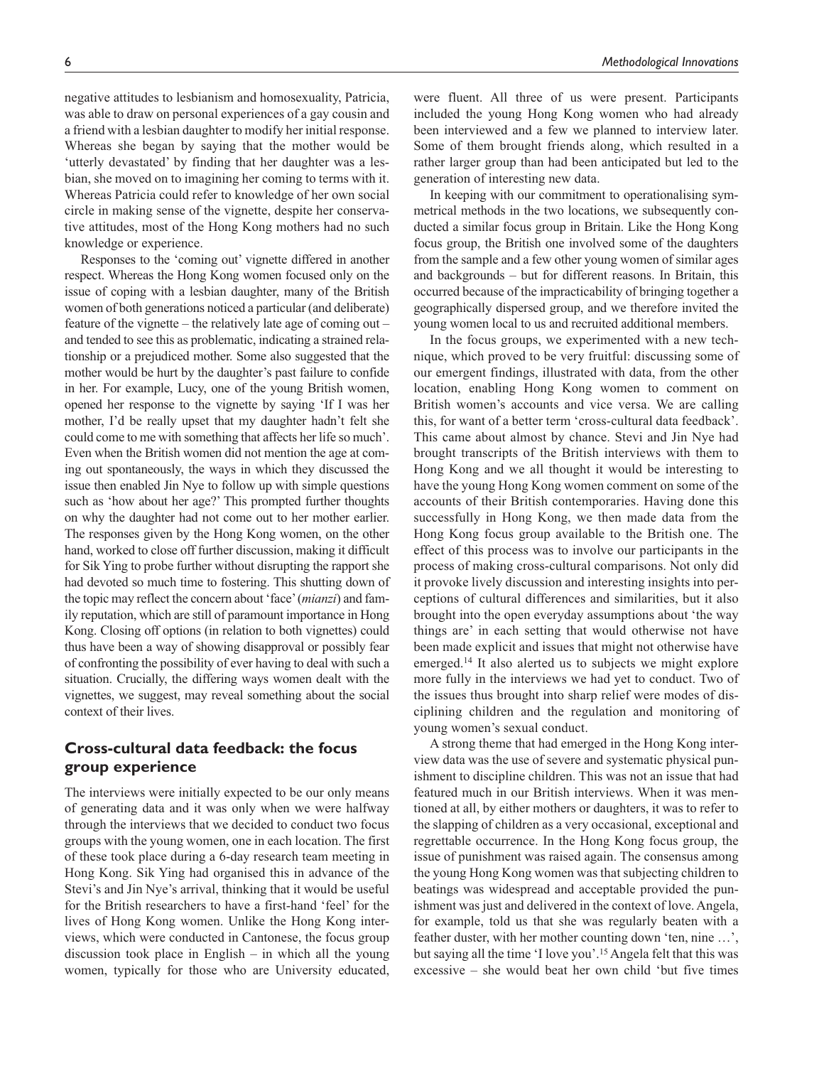negative attitudes to lesbianism and homosexuality, Patricia, was able to draw on personal experiences of a gay cousin and a friend with a lesbian daughter to modify her initial response. Whereas she began by saying that the mother would be 'utterly devastated' by finding that her daughter was a lesbian, she moved on to imagining her coming to terms with it. Whereas Patricia could refer to knowledge of her own social circle in making sense of the vignette, despite her conservative attitudes, most of the Hong Kong mothers had no such knowledge or experience.

Responses to the 'coming out' vignette differed in another respect. Whereas the Hong Kong women focused only on the issue of coping with a lesbian daughter, many of the British women of both generations noticed a particular (and deliberate) feature of the vignette – the relatively late age of coming out – and tended to see this as problematic, indicating a strained relationship or a prejudiced mother. Some also suggested that the mother would be hurt by the daughter's past failure to confide in her. For example, Lucy, one of the young British women, opened her response to the vignette by saying 'If I was her mother, I'd be really upset that my daughter hadn't felt she could come to me with something that affects her life so much'. Even when the British women did not mention the age at coming out spontaneously, the ways in which they discussed the issue then enabled Jin Nye to follow up with simple questions such as 'how about her age?' This prompted further thoughts on why the daughter had not come out to her mother earlier. The responses given by the Hong Kong women, on the other hand, worked to close off further discussion, making it difficult for Sik Ying to probe further without disrupting the rapport she had devoted so much time to fostering. This shutting down of the topic may reflect the concern about 'face' (*mianzi*) and family reputation, which are still of paramount importance in Hong Kong. Closing off options (in relation to both vignettes) could thus have been a way of showing disapproval or possibly fear of confronting the possibility of ever having to deal with such a situation. Crucially, the differing ways women dealt with the vignettes, we suggest, may reveal something about the social context of their lives.

## Cross-cultural data feedback: the focus group experience

The interviews were initially expected to be our only means of generating data and it was only when we were halfway through the interviews that we decided to conduct two focus groups with the young women, one in each location. The first of these took place during a 6-day research team meeting in Hong Kong. Sik Ying had organised this in advance of the Stevi's and Jin Nye's arrival, thinking that it would be useful for the British researchers to have a first-hand 'feel' for the lives of Hong Kong women. Unlike the Hong Kong interviews, which were conducted in Cantonese, the focus group discussion took place in English – in which all the young women, typically for those who are University educated, were fluent. All three of us were present. Participants included the young Hong Kong women who had already been interviewed and a few we planned to interview later. Some of them brought friends along, which resulted in a rather larger group than had been anticipated but led to the generation of interesting new data.

In keeping with our commitment to operationalising symmetrical methods in the two locations, we subsequently conducted a similar focus group in Britain. Like the Hong Kong focus group, the British one involved some of the daughters from the sample and a few other young women of similar ages and backgrounds – but for different reasons. In Britain, this occurred because of the impracticability of bringing together a geographically dispersed group, and we therefore invited the young women local to us and recruited additional members.

In the focus groups, we experimented with a new technique, which proved to be very fruitful: discussing some of our emergent findings, illustrated with data, from the other location, enabling Hong Kong women to comment on British women's accounts and vice versa. We are calling this, for want of a better term 'cross-cultural data feedback'. This came about almost by chance. Stevi and Jin Nye had brought transcripts of the British interviews with them to Hong Kong and we all thought it would be interesting to have the young Hong Kong women comment on some of the accounts of their British contemporaries. Having done this successfully in Hong Kong, we then made data from the Hong Kong focus group available to the British one. The effect of this process was to involve our participants in the process of making cross-cultural comparisons. Not only did it provoke lively discussion and interesting insights into perceptions of cultural differences and similarities, but it also brought into the open everyday assumptions about 'the way things are' in each setting that would otherwise not have been made explicit and issues that might not otherwise have emerged.[14] It also alerted us to subjects we might explore more fully in the interviews we had yet to conduct. Two of the issues thus brought into sharp relief were modes of disciplining children and the regulation and monitoring of young women's sexual conduct.

A strong theme that had emerged in the Hong Kong interview data was the use of severe and systematic physical punishment to discipline children. This was not an issue that had featured much in our British interviews. When it was mentioned at all, by either mothers or daughters, it was to refer to the slapping of children as a very occasional, exceptional and regrettable occurrence. In the Hong Kong focus group, the issue of punishment was raised again. The consensus among the young Hong Kong women was that subjecting children to beatings was widespread and acceptable provided the punishment was just and delivered in the context of love. Angela, for example, told us that she was regularly beaten with a feather duster, with her mother counting down 'ten, nine …', but saying all the time 'I love you'.[15] Angela felt that this was excessive – she would beat her own child 'but five times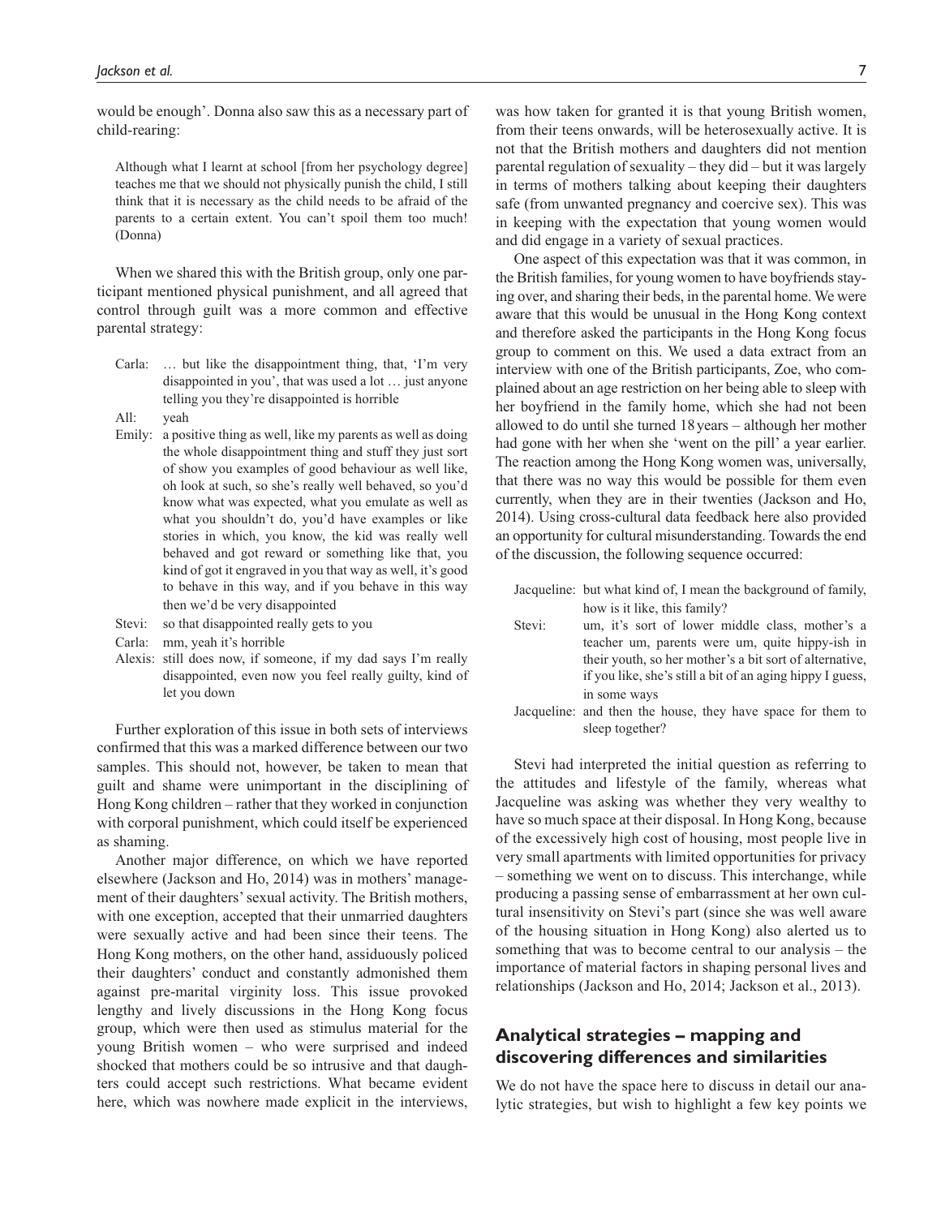would be enough'. Donna also saw this as a necessary part of child-rearing:

> Although what I learnt at school [from her psychology degree] teaches me that we should not physically punish the child, I still think that it is necessary as the child needs to be afraid of the parents to a certain extent. You can't spoil them too much! (Donna)

When we shared this with the British group, only one participant mentioned physical punishment, and all agreed that control through guilt was a more common and effective parental strategy:

> Carla: … but like the disappointment thing, that, 'I'm very disappointed in you', that was used a lot … just anyone telling you they're disappointed is horrible
>
> All: yeah
>
> Emily: a positive thing as well, like my parents as well as doing the whole disappointment thing and stuff they just sort of show you examples of good behaviour as well like, oh look at such, so she's really well behaved, so you'd know what was expected, what you emulate as well as what you shouldn't do, you'd have examples or like stories in which, you know, the kid was really well behaved and got reward or something like that, you kind of got it engraved in you that way as well, it's good to behave in this way, and if you behave in this way then we'd be very disappointed
>
> Stevi: so that disappointed really gets to you
>
> Carla: mm, yeah it's horrible
>
> Alexis: still does now, if someone, if my dad says I'm really disappointed, even now you feel really guilty, kind of let you down

Further exploration of this issue in both sets of interviews confirmed that this was a marked difference between our two samples. This should not, however, be taken to mean that guilt and shame were unimportant in the disciplining of Hong Kong children – rather that they worked in conjunction with corporal punishment, which could itself be experienced as shaming.

Another major difference, on which we have reported elsewhere (Jackson and Ho, 2014) was in mothers' management of their daughters' sexual activity. The British mothers, with one exception, accepted that their unmarried daughters were sexually active and had been since their teens. The Hong Kong mothers, on the other hand, assiduously policed their daughters' conduct and constantly admonished them against pre-marital virginity loss. This issue provoked lengthy and lively discussions in the Hong Kong focus group, which were then used as stimulus material for the young British women – who were surprised and indeed shocked that mothers could be so intrusive and that daughters could accept such restrictions. What became evident here, which was nowhere made explicit in the interviews, was how taken for granted it is that young British women, from their teens onwards, will be heterosexually active. It is not that the British mothers and daughters did not mention parental regulation of sexuality – they did – but it was largely in terms of mothers talking about keeping their daughters safe (from unwanted pregnancy and coercive sex). This was in keeping with the expectation that young women would and did engage in a variety of sexual practices.

One aspect of this expectation was that it was common, in the British families, for young women to have boyfriends staying over, and sharing their beds, in the parental home. We were aware that this would be unusual in the Hong Kong context and therefore asked the participants in the Hong Kong focus group to comment on this. We used a data extract from an interview with one of the British participants, Zoe, who complained about an age restriction on her being able to sleep with her boyfriend in the family home, which she had not been allowed to do until she turned 18 years – although her mother had gone with her when she 'went on the pill' a year earlier. The reaction among the Hong Kong women was, universally, that there was no way this would be possible for them even currently, when they are in their twenties (Jackson and Ho, 2014). Using cross-cultural data feedback here also provided an opportunity for cultural misunderstanding. Towards the end of the discussion, the following sequence occurred:

> Jacqueline: but what kind of, I mean the background of family, how is it like, this family?
>
> Stevi: um, it's sort of lower middle class, mother's a teacher um, parents were um, quite hippy-ish in their youth, so her mother's a bit sort of alternative, if you like, she's still a bit of an aging hippy I guess, in some ways
>
> Jacqueline: and then the house, they have space for them to sleep together?

Stevi had interpreted the initial question as referring to the attitudes and lifestyle of the family, whereas what Jacqueline was asking was whether they very wealthy to have so much space at their disposal. In Hong Kong, because of the excessively high cost of housing, most people live in very small apartments with limited opportunities for privacy – something we went on to discuss. This interchange, while producing a passing sense of embarrassment at her own cultural insensitivity on Stevi's part (since she was well aware of the housing situation in Hong Kong) also alerted us to something that was to become central to our analysis – the importance of material factors in shaping personal lives and relationships (Jackson and Ho, 2014; Jackson et al., 2013).

## Analytical strategies – mapping and discovering differences and similarities

We do not have the space here to discuss in detail our analytic strategies, but wish to highlight a few key points we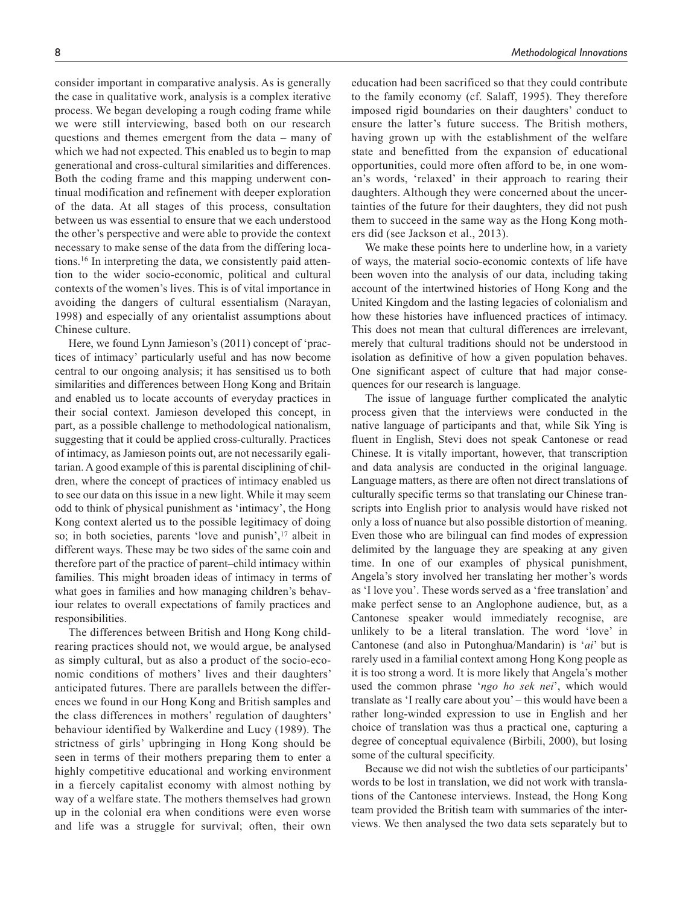consider important in comparative analysis. As is generally the case in qualitative work, analysis is a complex iterative process. We began developing a rough coding frame while we were still interviewing, based both on our research questions and themes emergent from the data – many of which we had not expected. This enabled us to begin to map generational and cross-cultural similarities and differences. Both the coding frame and this mapping underwent continual modification and refinement with deeper exploration of the data. At all stages of this process, consultation between us was essential to ensure that we each understood the other's perspective and were able to provide the context necessary to make sense of the data from the differing locations.[16] In interpreting the data, we consistently paid attention to the wider socio-economic, political and cultural contexts of the women's lives. This is of vital importance in avoiding the dangers of cultural essentialism (Narayan, 1998) and especially of any orientalist assumptions about Chinese culture.

Here, we found Lynn Jamieson's (2011) concept of 'practices of intimacy' particularly useful and has now become central to our ongoing analysis; it has sensitised us to both similarities and differences between Hong Kong and Britain and enabled us to locate accounts of everyday practices in their social context. Jamieson developed this concept, in part, as a possible challenge to methodological nationalism, suggesting that it could be applied cross-culturally. Practices of intimacy, as Jamieson points out, are not necessarily egalitarian. A good example of this is parental disciplining of children, where the concept of practices of intimacy enabled us to see our data on this issue in a new light. While it may seem odd to think of physical punishment as 'intimacy', the Hong Kong context alerted us to the possible legitimacy of doing so; in both societies, parents 'love and punish',[17] albeit in different ways. These may be two sides of the same coin and therefore part of the practice of parent–child intimacy within families. This might broaden ideas of intimacy in terms of what goes in families and how managing children's behaviour relates to overall expectations of family practices and responsibilities.

The differences between British and Hong Kong child-rearing practices should not, we would argue, be analysed as simply cultural, but as also a product of the socio-economic conditions of mothers' lives and their daughters' anticipated futures. There are parallels between the differences we found in our Hong Kong and British samples and the class differences in mothers' regulation of daughters' behaviour identified by Walkerdine and Lucy (1989). The strictness of girls' upbringing in Hong Kong should be seen in terms of their mothers preparing them to enter a highly competitive educational and working environment in a fiercely capitalist economy with almost nothing by way of a welfare state. The mothers themselves had grown up in the colonial era when conditions were even worse and life was a struggle for survival; often, their own education had been sacrificed so that they could contribute to the family economy (cf. Salaff, 1995). They therefore imposed rigid boundaries on their daughters' conduct to ensure the latter's future success. The British mothers, having grown up with the establishment of the welfare state and benefitted from the expansion of educational opportunities, could more often afford to be, in one woman's words, 'relaxed' in their approach to rearing their daughters. Although they were concerned about the uncertainties of the future for their daughters, they did not push them to succeed in the same way as the Hong Kong mothers did (see Jackson et al., 2013).

We make these points here to underline how, in a variety of ways, the material socio-economic contexts of life have been woven into the analysis of our data, including taking account of the intertwined histories of Hong Kong and the United Kingdom and the lasting legacies of colonialism and how these histories have influenced practices of intimacy. This does not mean that cultural differences are irrelevant, merely that cultural traditions should not be understood in isolation as definitive of how a given population behaves. One significant aspect of culture that had major consequences for our research is language.

The issue of language further complicated the analytic process given that the interviews were conducted in the native language of participants and that, while Sik Ying is fluent in English, Stevi does not speak Cantonese or read Chinese. It is vitally important, however, that transcription and data analysis are conducted in the original language. Language matters, as there are often not direct translations of culturally specific terms so that translating our Chinese transcripts into English prior to analysis would have risked not only a loss of nuance but also possible distortion of meaning. Even those who are bilingual can find modes of expression delimited by the language they are speaking at any given time. In one of our examples of physical punishment, Angela's story involved her translating her mother's words as 'I love you'. These words served as a 'free translation' and make perfect sense to an Anglophone audience, but, as a Cantonese speaker would immediately recognise, are unlikely to be a literal translation. The word 'love' in Cantonese (and also in Putonghua/Mandarin) is '*ai*' but is rarely used in a familial context among Hong Kong people as it is too strong a word. It is more likely that Angela's mother used the common phrase '*ngo ho sek nei*', which would translate as 'I really care about you' – this would have been a rather long-winded expression to use in English and her choice of translation was thus a practical one, capturing a degree of conceptual equivalence (Birbili, 2000), but losing some of the cultural specificity.

Because we did not wish the subtleties of our participants' words to be lost in translation, we did not work with translations of the Cantonese interviews. Instead, the Hong Kong team provided the British team with summaries of the interviews. We then analysed the two data sets separately but to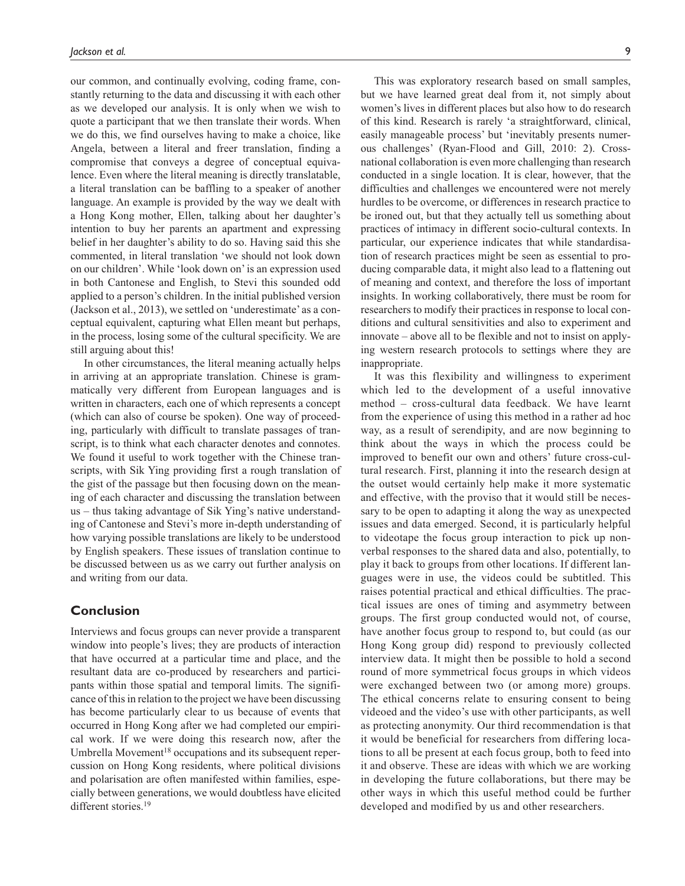our common, and continually evolving, coding frame, constantly returning to the data and discussing it with each other as we developed our analysis. It is only when we wish to quote a participant that we then translate their words. When we do this, we find ourselves having to make a choice, like Angela, between a literal and freer translation, finding a compromise that conveys a degree of conceptual equivalence. Even where the literal meaning is directly translatable, a literal translation can be baffling to a speaker of another language. An example is provided by the way we dealt with a Hong Kong mother, Ellen, talking about her daughter's intention to buy her parents an apartment and expressing belief in her daughter's ability to do so. Having said this she commented, in literal translation 'we should not look down on our children'. While 'look down on' is an expression used in both Cantonese and English, to Stevi this sounded odd applied to a person's children. In the initial published version (Jackson et al., 2013), we settled on 'underestimate' as a conceptual equivalent, capturing what Ellen meant but perhaps, in the process, losing some of the cultural specificity. We are still arguing about this!

In other circumstances, the literal meaning actually helps in arriving at an appropriate translation. Chinese is grammatically very different from European languages and is written in characters, each one of which represents a concept (which can also of course be spoken). One way of proceeding, particularly with difficult to translate passages of transcript, is to think what each character denotes and connotes. We found it useful to work together with the Chinese transcripts, with Sik Ying providing first a rough translation of the gist of the passage but then focusing down on the meaning of each character and discussing the translation between us – thus taking advantage of Sik Ying's native understanding of Cantonese and Stevi's more in-depth understanding of how varying possible translations are likely to be understood by English speakers. These issues of translation continue to be discussed between us as we carry out further analysis on and writing from our data.

## Conclusion

Interviews and focus groups can never provide a transparent window into people's lives; they are products of interaction that have occurred at a particular time and place, and the resultant data are co-produced by researchers and participants within those spatial and temporal limits. The significance of this in relation to the project we have been discussing has become particularly clear to us because of events that occurred in Hong Kong after we had completed our empirical work. If we were doing this research now, after the Umbrella Movement[18] occupations and its subsequent repercussion on Hong Kong residents, where political divisions and polarisation are often manifested within families, especially between generations, we would doubtless have elicited different stories.[19]

This was exploratory research based on small samples, but we have learned great deal from it, not simply about women's lives in different places but also how to do research of this kind. Research is rarely 'a straightforward, clinical, easily manageable process' but 'inevitably presents numerous challenges' (Ryan-Flood and Gill, 2010: 2). Cross-national collaboration is even more challenging than research conducted in a single location. It is clear, however, that the difficulties and challenges we encountered were not merely hurdles to be overcome, or differences in research practice to be ironed out, but that they actually tell us something about practices of intimacy in different socio-cultural contexts. In particular, our experience indicates that while standardisation of research practices might be seen as essential to producing comparable data, it might also lead to a flattening out of meaning and context, and therefore the loss of important insights. In working collaboratively, there must be room for researchers to modify their practices in response to local conditions and cultural sensitivities and also to experiment and innovate – above all to be flexible and not to insist on applying western research protocols to settings where they are inappropriate.

It was this flexibility and willingness to experiment which led to the development of a useful innovative method – cross-cultural data feedback. We have learnt from the experience of using this method in a rather ad hoc way, as a result of serendipity, and are now beginning to think about the ways in which the process could be improved to benefit our own and others' future cross-cultural research. First, planning it into the research design at the outset would certainly help make it more systematic and effective, with the proviso that it would still be necessary to be open to adapting it along the way as unexpected issues and data emerged. Second, it is particularly helpful to videotape the focus group interaction to pick up non-verbal responses to the shared data and also, potentially, to play it back to groups from other locations. If different languages were in use, the videos could be subtitled. This raises potential practical and ethical difficulties. The practical issues are ones of timing and asymmetry between groups. The first group conducted would not, of course, have another focus group to respond to, but could (as our Hong Kong group did) respond to previously collected interview data. It might then be possible to hold a second round of more symmetrical focus groups in which videos were exchanged between two (or among more) groups. The ethical concerns relate to ensuring consent to being videoed and the video's use with other participants, as well as protecting anonymity. Our third recommendation is that it would be beneficial for researchers from differing locations to all be present at each focus group, both to feed into it and observe. These are ideas with which we are working in developing the future collaborations, but there may be other ways in which this useful method could be further developed and modified by us and other researchers.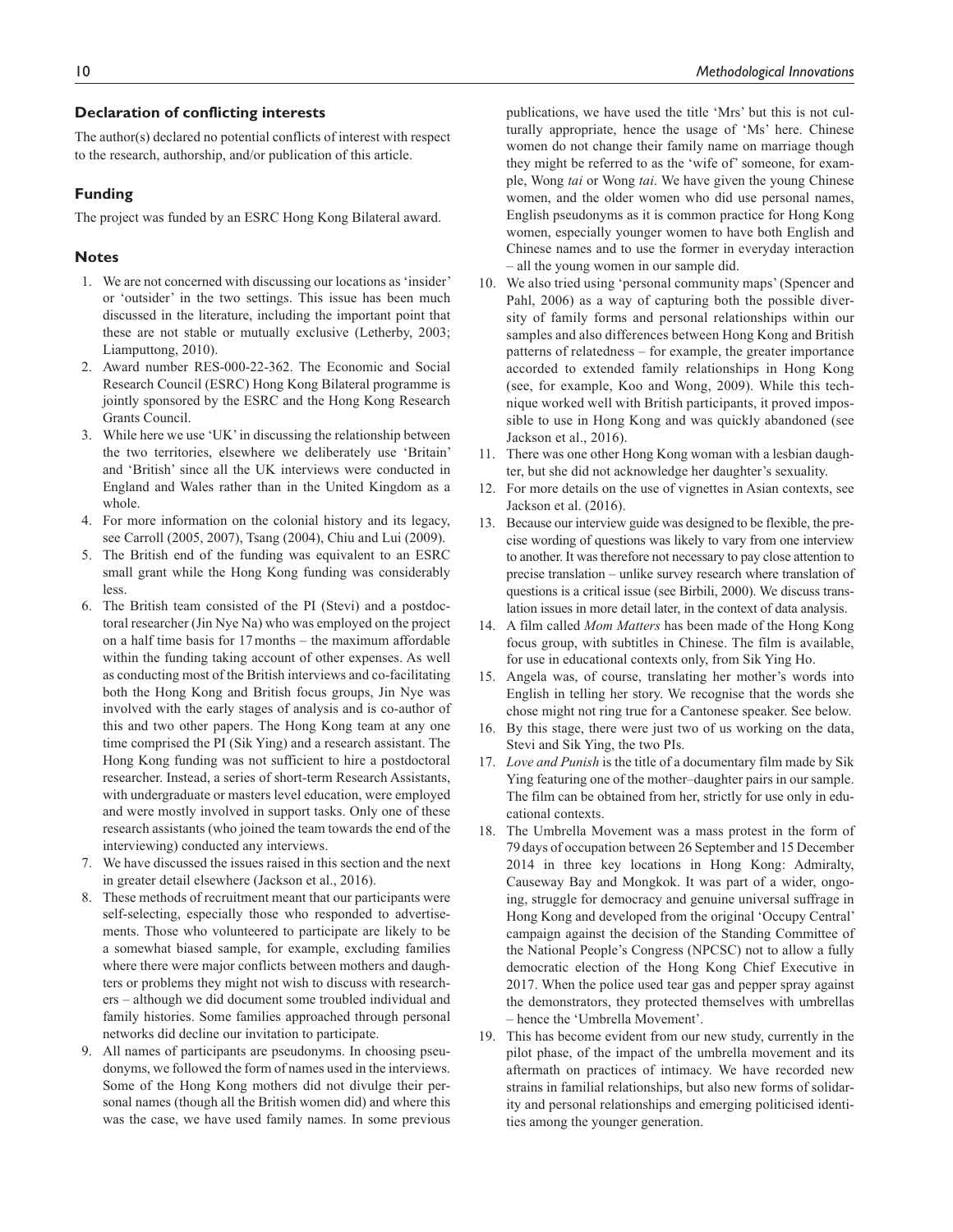## Declaration of conflicting interests

The author(s) declared no potential conflicts of interest with respect to the research, authorship, and/or publication of this article.

## Funding

The project was funded by an ESRC Hong Kong Bilateral award.

## Notes

1. We are not concerned with discussing our locations as 'insider' or 'outsider' in the two settings. This issue has been much discussed in the literature, including the important point that these are not stable or mutually exclusive (Letherby, 2003; Liamputtong, 2010).
2. Award number RES-000-22-362. The Economic and Social Research Council (ESRC) Hong Kong Bilateral programme is jointly sponsored by the ESRC and the Hong Kong Research Grants Council.
3. While here we use 'UK' in discussing the relationship between the two territories, elsewhere we deliberately use 'Britain' and 'British' since all the UK interviews were conducted in England and Wales rather than in the United Kingdom as a whole.
4. For more information on the colonial history and its legacy, see Carroll (2005, 2007), Tsang (2004), Chiu and Lui (2009).
5. The British end of the funding was equivalent to an ESRC small grant while the Hong Kong funding was considerably less.
6. The British team consisted of the PI (Stevi) and a postdoctoral researcher (Jin Nye Na) who was employed on the project on a half time basis for 17 months – the maximum affordable within the funding taking account of other expenses. As well as conducting most of the British interviews and co-facilitating both the Hong Kong and British focus groups, Jin Nye was involved with the early stages of analysis and is co-author of this and two other papers. The Hong Kong team at any one time comprised the PI (Sik Ying) and a research assistant. The Hong Kong funding was not sufficient to hire a postdoctoral researcher. Instead, a series of short-term Research Assistants, with undergraduate or masters level education, were employed and were mostly involved in support tasks. Only one of these research assistants (who joined the team towards the end of the interviewing) conducted any interviews.
7. We have discussed the issues raised in this section and the next in greater detail elsewhere (Jackson et al., 2016).
8. These methods of recruitment meant that our participants were self-selecting, especially those who responded to advertisements. Those who volunteered to participate are likely to be a somewhat biased sample, for example, excluding families where there were major conflicts between mothers and daughters or problems they might not wish to discuss with researchers – although we did document some troubled individual and family histories. Some families approached through personal networks did decline our invitation to participate.
9. All names of participants are pseudonyms. In choosing pseudonyms, we followed the form of names used in the interviews. Some of the Hong Kong mothers did not divulge their personal names (though all the British women did) and where this was the case, we have used family names. In some previous publications, we have used the title 'Mrs' but this is not culturally appropriate, hence the usage of 'Ms' here. Chinese women do not change their family name on marriage though they might be referred to as the 'wife of' someone, for example, Wong *tai* or Wong *tai*. We have given the young Chinese women, and the older women who did use personal names, English pseudonyms as it is common practice for Hong Kong women, especially younger women to have both English and Chinese names and to use the former in everyday interaction – all the young women in our sample did.
10. We also tried using 'personal community maps' (Spencer and Pahl, 2006) as a way of capturing both the possible diversity of family forms and personal relationships within our samples and also differences between Hong Kong and British patterns of relatedness – for example, the greater importance accorded to extended family relationships in Hong Kong (see, for example, Koo and Wong, 2009). While this technique worked well with British participants, it proved impossible to use in Hong Kong and was quickly abandoned (see Jackson et al., 2016).
11. There was one other Hong Kong woman with a lesbian daughter, but she did not acknowledge her daughter's sexuality.
12. For more details on the use of vignettes in Asian contexts, see Jackson et al. (2016).
13. Because our interview guide was designed to be flexible, the precise wording of questions was likely to vary from one interview to another. It was therefore not necessary to pay close attention to precise translation – unlike survey research where translation of questions is a critical issue (see Birbili, 2000). We discuss translation issues in more detail later, in the context of data analysis.
14. A film called *Mom Matters* has been made of the Hong Kong focus group, with subtitles in Chinese. The film is available, for use in educational contexts only, from Sik Ying Ho.
15. Angela was, of course, translating her mother's words into English in telling her story. We recognise that the words she chose might not ring true for a Cantonese speaker. See below.
16. By this stage, there were just two of us working on the data, Stevi and Sik Ying, the two PIs.
17. *Love and Punish* is the title of a documentary film made by Sik Ying featuring one of the mother–daughter pairs in our sample. The film can be obtained from her, strictly for use only in educational contexts.
18. The Umbrella Movement was a mass protest in the form of 79 days of occupation between 26 September and 15 December 2014 in three key locations in Hong Kong: Admiralty, Causeway Bay and Mongkok. It was part of a wider, ongoing, struggle for democracy and genuine universal suffrage in Hong Kong and developed from the original 'Occupy Central' campaign against the decision of the Standing Committee of the National People's Congress (NPCSC) not to allow a fully democratic election of the Hong Kong Chief Executive in 2017. When the police used tear gas and pepper spray against the demonstrators, they protected themselves with umbrellas – hence the 'Umbrella Movement'.
19. This has become evident from our new study, currently in the pilot phase, of the impact of the umbrella movement and its aftermath on practices of intimacy. We have recorded new strains in familial relationships, but also new forms of solidarity and personal relationships and emerging politicised identities among the younger generation.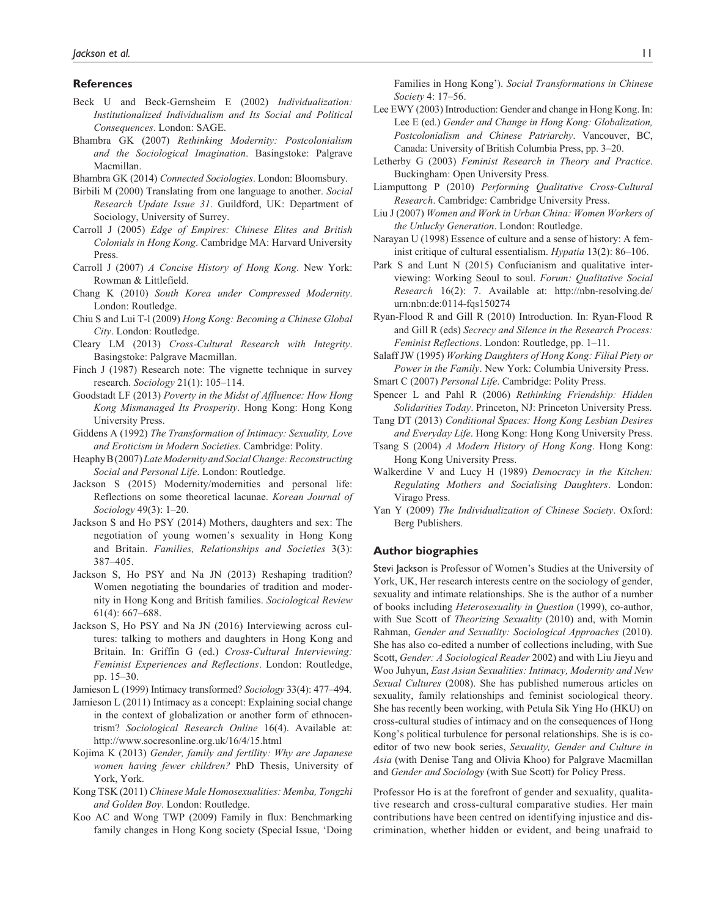## References

Beck U and Beck-Gernsheim E (2002) *Individualization: Institutionalized Individualism and Its Social and Political Consequences*. London: SAGE.

Bhambra GK (2007) *Rethinking Modernity: Postcolonialism and the Sociological Imagination*. Basingstoke: Palgrave Macmillan.

Bhambra GK (2014) *Connected Sociologies*. London: Bloomsbury.

Birbili M (2000) Translating from one language to another. *Social Research Update Issue 31*. Guildford, UK: Department of Sociology, University of Surrey.

Carroll J (2005) *Edge of Empires: Chinese Elites and British Colonials in Hong Kong*. Cambridge MA: Harvard University Press.

Carroll J (2007) *A Concise History of Hong Kong*. New York: Rowman & Littlefield.

Chang K (2010) *South Korea under Compressed Modernity*. London: Routledge.

Chiu S and Lui T-l (2009) *Hong Kong: Becoming a Chinese Global City*. London: Routledge.

Cleary LM (2013) *Cross-Cultural Research with Integrity*. Basingstoke: Palgrave Macmillan.

Finch J (1987) Research note: The vignette technique in survey research. *Sociology* 21(1): 105–114.

Goodstadt LF (2013) *Poverty in the Midst of Affluence: How Hong Kong Mismanaged Its Prosperity*. Hong Kong: Hong Kong University Press.

Giddens A (1992) *The Transformation of Intimacy: Sexuality, Love and Eroticism in Modern Societies*. Cambridge: Polity.

Heaphy B (2007) *Late Modernity and Social Change: Reconstructing Social and Personal Life*. London: Routledge.

Jackson S (2015) Modernity/modernities and personal life: Reflections on some theoretical lacunae. *Korean Journal of Sociology* 49(3): 1–20.

Jackson S and Ho PSY (2014) Mothers, daughters and sex: The negotiation of young women's sexuality in Hong Kong and Britain. *Families, Relationships and Societies* 3(3): 387–405.

Jackson S, Ho PSY and Na JN (2013) Reshaping tradition? Women negotiating the boundaries of tradition and modernity in Hong Kong and British families. *Sociological Review* 61(4): 667–688.

Jackson S, Ho PSY and Na JN (2016) Interviewing across cultures: talking to mothers and daughters in Hong Kong and Britain. In: Griffin G (ed.) *Cross-Cultural Interviewing: Feminist Experiences and Reflections*. London: Routledge, pp. 15–30.

Jamieson L (1999) Intimacy transformed? *Sociology* 33(4): 477–494.

Jamieson L (2011) Intimacy as a concept: Explaining social change in the context of globalization or another form of ethnocentrism? *Sociological Research Online* 16(4). Available at: http://www.socresonline.org.uk/16/4/15.html

Kojima K (2013) *Gender, family and fertility: Why are Japanese women having fewer children?* PhD Thesis, University of York, York.

Kong TSK (2011) *Chinese Male Homosexualities: Memba, Tongzhi and Golden Boy*. London: Routledge.

Koo AC and Wong TWP (2009) Family in flux: Benchmarking family changes in Hong Kong society (Special Issue, 'Doing Families in Hong Kong'). *Social Transformations in Chinese Society* 4: 17–56.

Lee EWY (2003) Introduction: Gender and change in Hong Kong. In: Lee E (ed.) *Gender and Change in Hong Kong: Globalization, Postcolonialism and Chinese Patriarchy*. Vancouver, BC, Canada: University of British Columbia Press, pp. 3–20.

Letherby G (2003) *Feminist Research in Theory and Practice*. Buckingham: Open University Press.

Liamputtong P (2010) *Performing Qualitative Cross-Cultural Research*. Cambridge: Cambridge University Press.

Liu J (2007) *Women and Work in Urban China: Women Workers of the Unlucky Generation*. London: Routledge.

Narayan U (1998) Essence of culture and a sense of history: A feminist critique of cultural essentialism. *Hypatia* 13(2): 86–106.

Park S and Lunt N (2015) Confucianism and qualitative interviewing: Working Seoul to soul. *Forum: Qualitative Social Research* 16(2): 7. Available at: http://nbn-resolving.de/urn:nbn:de:0114-fqs150274

Ryan-Flood R and Gill R (2010) Introduction. In: Ryan-Flood R and Gill R (eds) *Secrecy and Silence in the Research Process: Feminist Reflections*. London: Routledge, pp. 1–11.

Salaff JW (1995) *Working Daughters of Hong Kong: Filial Piety or Power in the Family*. New York: Columbia University Press.

Smart C (2007) *Personal Life*. Cambridge: Polity Press.

Spencer L and Pahl R (2006) *Rethinking Friendship: Hidden Solidarities Today*. Princeton, NJ: Princeton University Press.

Tang DT (2013) *Conditional Spaces: Hong Kong Lesbian Desires and Everyday Life*. Hong Kong: Hong Kong University Press.

Tsang S (2004) *A Modern History of Hong Kong*. Hong Kong: Hong Kong University Press.

Walkerdine V and Lucy H (1989) *Democracy in the Kitchen: Regulating Mothers and Socialising Daughters*. London: Virago Press.

Yan Y (2009) *The Individualization of Chinese Society*. Oxford: Berg Publishers.

## Author biographies

**Stevi Jackson** is Professor of Women's Studies at the University of York, UK, Her research interests centre on the sociology of gender, sexuality and intimate relationships. She is the author of a number of books including *Heterosexuality in Question* (1999), co-author, with Sue Scott of *Theorizing Sexuality* (2010) and, with Momin Rahman, *Gender and Sexuality: Sociological Approaches* (2010). She has also co-edited a number of collections including, with Sue Scott, *Gender: A Sociological Reader* 2002) and with Liu Jieyu and Woo Juhyun, *East Asian Sexualities: Intimacy, Modernity and New Sexual Cultures* (2008). She has published numerous articles on sexuality, family relationships and feminist sociological theory. She has recently been working, with Petula Sik Ying Ho (HKU) on cross-cultural studies of intimacy and on the consequences of Hong Kong's political turbulence for personal relationships. She is is co-editor of two new book series, *Sexuality, Gender and Culture in Asia* (with Denise Tang and Olivia Khoo) for Palgrave Macmillan and *Gender and Sociology* (with Sue Scott) for Policy Press.

Professor **Ho** is at the forefront of gender and sexuality, qualitative research and cross-cultural comparative studies. Her main contributions have been centred on identifying injustice and discrimination, whether hidden or evident, and being unafraid to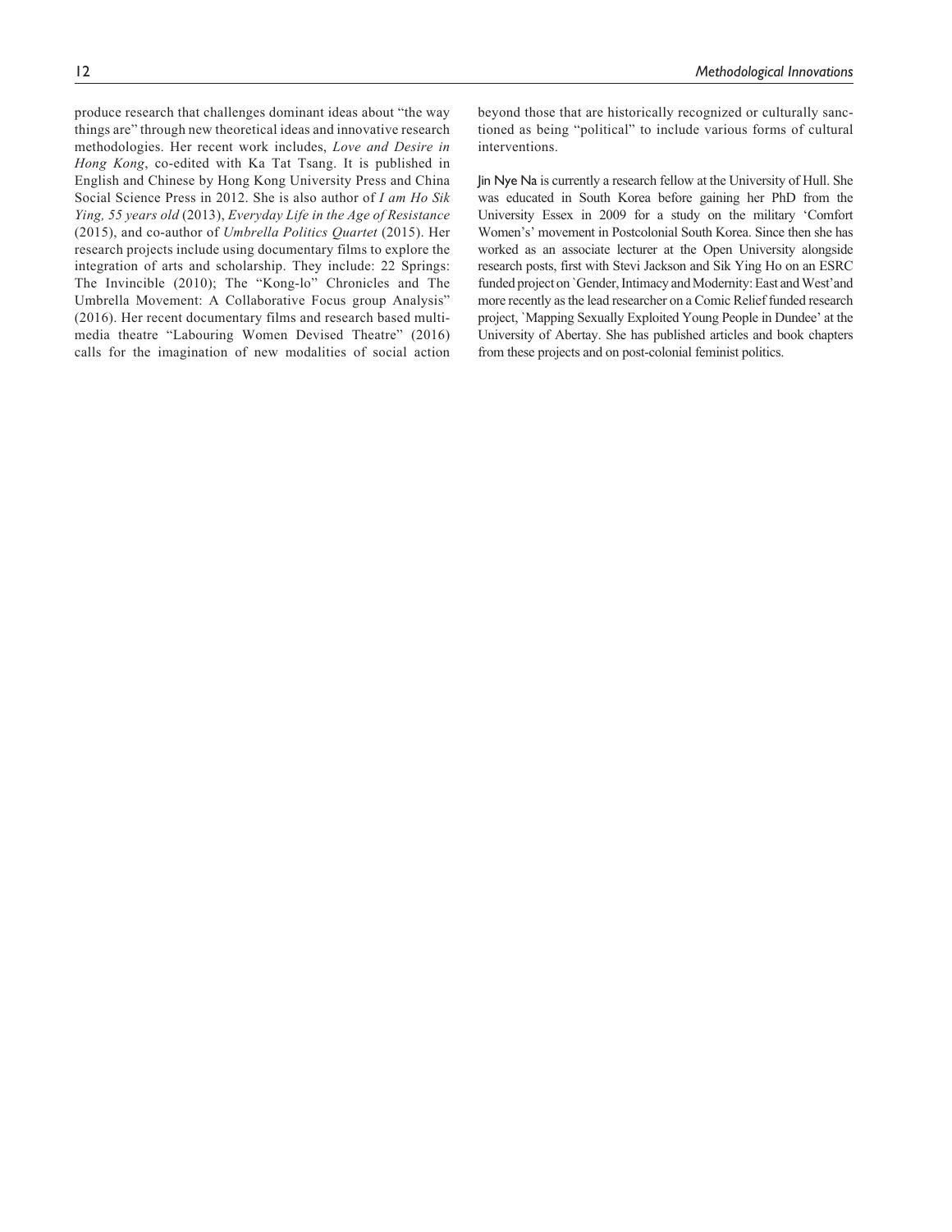produce research that challenges dominant ideas about "the way things are" through new theoretical ideas and innovative research methodologies. Her recent work includes, *Love and Desire in Hong Kong*, co-edited with Ka Tat Tsang. It is published in English and Chinese by Hong Kong University Press and China Social Science Press in 2012. She is also author of *I am Ho Sik Ying, 55 years old* (2013), *Everyday Life in the Age of Resistance* (2015), and co-author of *Umbrella Politics Quartet* (2015). Her research projects include using documentary films to explore the integration of arts and scholarship. They include: 22 Springs: The Invincible (2010); The "Kong-lo" Chronicles and The Umbrella Movement: A Collaborative Focus group Analysis" (2016). Her recent documentary films and research based multimedia theatre "Labouring Women Devised Theatre" (2016) calls for the imagination of new modalities of social action beyond those that are historically recognized or culturally sanctioned as being "political" to include various forms of cultural interventions.

**Jin Nye Na** is currently a research fellow at the University of Hull. She was educated in South Korea before gaining her PhD from the University Essex in 2009 for a study on the military 'Comfort Women's' movement in Postcolonial South Korea. Since then she has worked as an associate lecturer at the Open University alongside research posts, first with Stevi Jackson and Sik Ying Ho on an ESRC funded project on `Gender, Intimacy and Modernity: East and West'and more recently as the lead researcher on a Comic Relief funded research project, `Mapping Sexually Exploited Young People in Dundee' at the University of Abertay. She has published articles and book chapters from these projects and on post-colonial feminist politics.